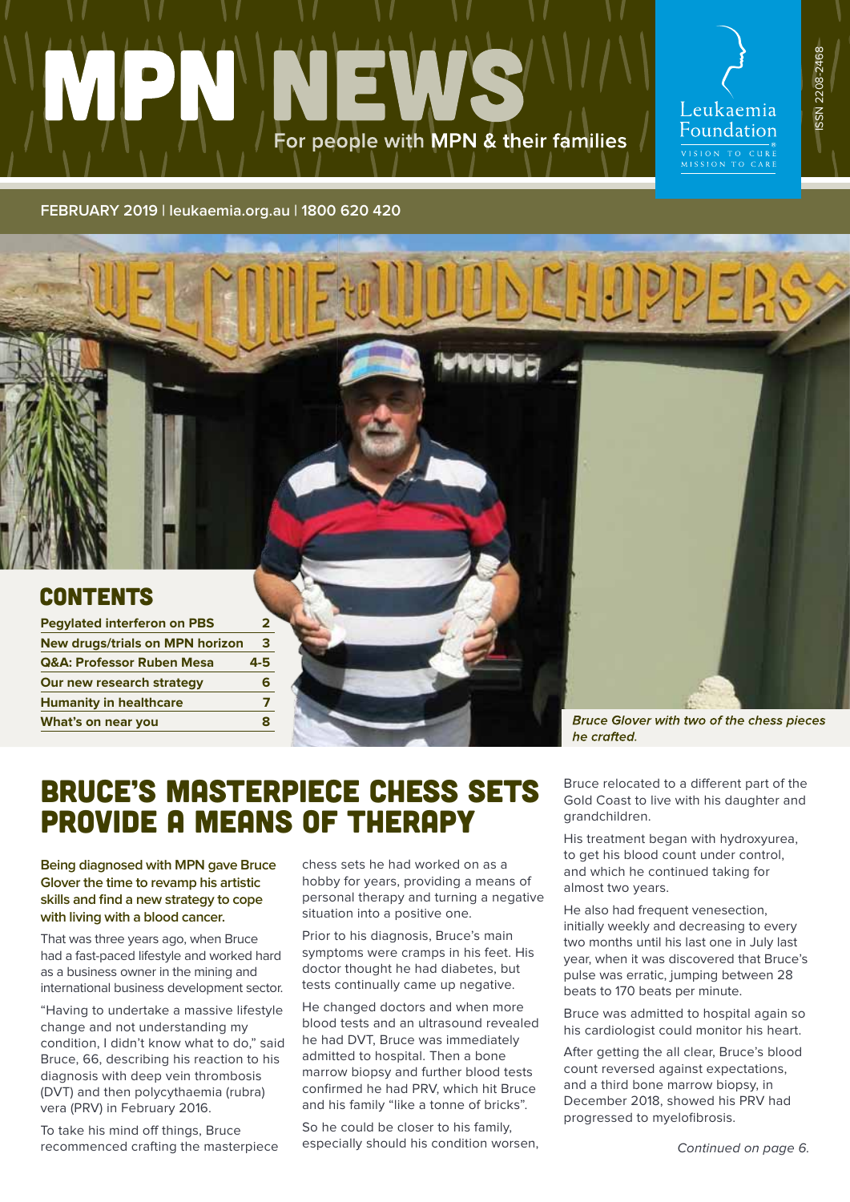# MPN NEWS

For people with **MPN** & their families

Leukaemia Foundation

VISION TO CURE
MISSION TO CARE

ISSN 2208-2468

**FEBRUARY 2019 | leukaemia.org.au | 1800 620 420**

## CONTENTS

| | |
|---|---|
| **Pegylated interferon on PBS** | **2** |
| **New drugs/trials on MPN horizon** | **3** |
| **Q&A: Professor Ruben Mesa** | **4-5** |
| **Our new research strategy** | **6** |
| **Humanity in healthcare** | **7** |
| **What's on near you** | **8** |

***Bruce Glover with two of the chess pieces he crafted.***

# BRUCE'S MASTERPIECE CHESS SETS PROVIDE A MEANS OF THERAPY

**Being diagnosed with MPN gave Bruce Glover the time to revamp his artistic skills and find a new strategy to cope with living with a blood cancer.**

That was three years ago, when Bruce had a fast-paced lifestyle and worked hard as a business owner in the mining and international business development sector.

"Having to undertake a massive lifestyle change and not understanding my condition, I didn't know what to do," said Bruce, 66, describing his reaction to his diagnosis with deep vein thrombosis (DVT) and then polycythaemia (rubra) vera (PRV) in February 2016.

To take his mind off things, Bruce recommenced crafting the masterpiece chess sets he had worked on as a hobby for years, providing a means of personal therapy and turning a negative situation into a positive one.

Prior to his diagnosis, Bruce's main symptoms were cramps in his feet. His doctor thought he had diabetes, but tests continually came up negative.

He changed doctors and when more blood tests and an ultrasound revealed he had DVT, Bruce was immediately admitted to hospital. Then a bone marrow biopsy and further blood tests confirmed he had PRV, which hit Bruce and his family "like a tonne of bricks".

So he could be closer to his family, especially should his condition worsen, Bruce relocated to a different part of the Gold Coast to live with his daughter and grandchildren.

His treatment began with hydroxyurea, to get his blood count under control, and which he continued taking for almost two years.

He also had frequent venesection, initially weekly and decreasing to every two months until his last one in July last year, when it was discovered that Bruce's pulse was erratic, jumping between 28 beats to 170 beats per minute.

Bruce was admitted to hospital again so his cardiologist could monitor his heart.

After getting the all clear, Bruce's blood count reversed against expectations, and a third bone marrow biopsy, in December 2018, showed his PRV had progressed to myelofibrosis.

*Continued on page 6.*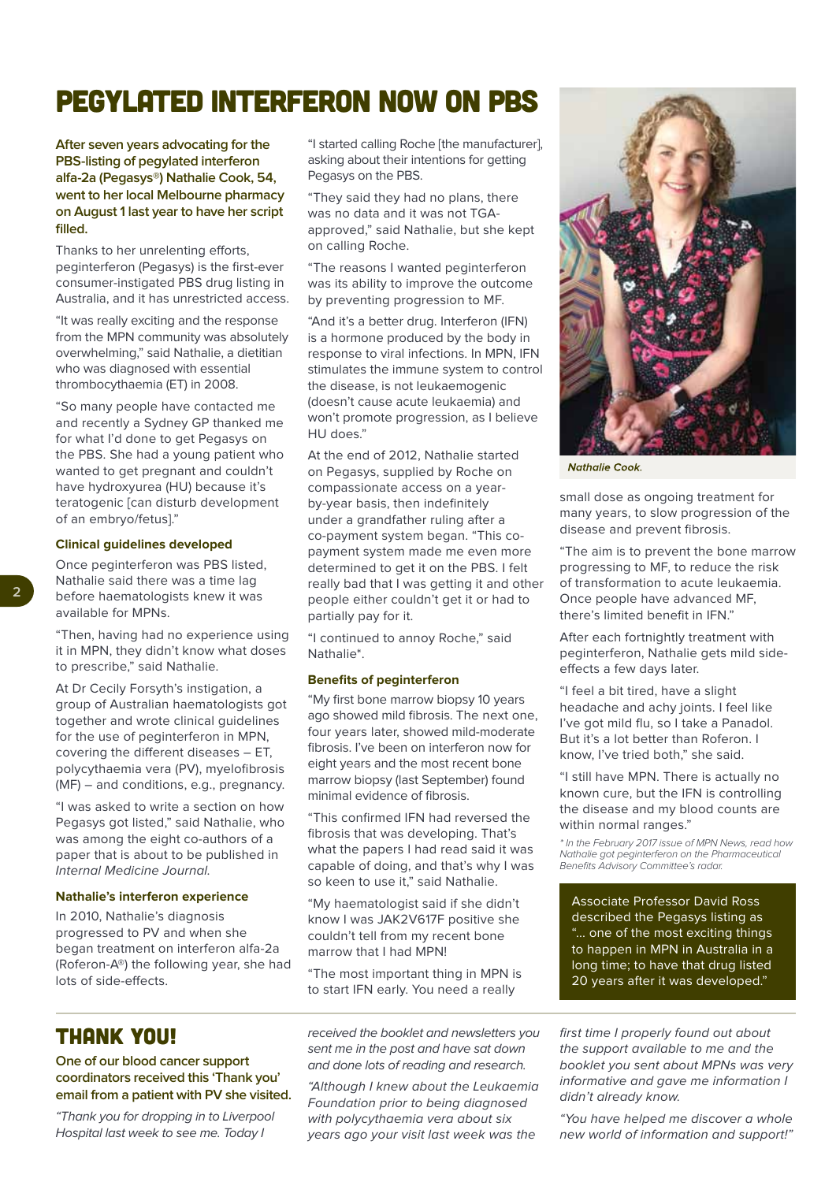# PEGYLATED INTERFERON NOW ON PBS

**After seven years advocating for the PBS-listing of pegylated interferon alfa-2a (Pegasys®) Nathalie Cook, 54, went to her local Melbourne pharmacy on August 1 last year to have her script filled.**

Thanks to her unrelenting efforts, peginterferon (Pegasys) is the first-ever consumer-instigated PBS drug listing in Australia, and it has unrestricted access.

"It was really exciting and the response from the MPN community was absolutely overwhelming," said Nathalie, a dietitian who was diagnosed with essential thrombocythaemia (ET) in 2008.

"So many people have contacted me and recently a Sydney GP thanked me for what I'd done to get Pegasys on the PBS. She had a young patient who wanted to get pregnant and couldn't have hydroxyurea (HU) because it's teratogenic [can disturb development of an embryo/fetus]."

### Clinical guidelines developed

Once peginterferon was PBS listed, Nathalie said there was a time lag before haematologists knew it was available for MPNs.

"Then, having had no experience using it in MPN, they didn't know what doses to prescribe," said Nathalie.

At Dr Cecily Forsyth's instigation, a group of Australian haematologists got together and wrote clinical guidelines for the use of peginterferon in MPN, covering the different diseases – ET, polycythaemia vera (PV), myelofibrosis (MF) – and conditions, e.g., pregnancy.

"I was asked to write a section on how Pegasys got listed," said Nathalie, who was among the eight co-authors of a paper that is about to be published in *Internal Medicine Journal.*

### Nathalie's interferon experience

In 2010, Nathalie's diagnosis progressed to PV and when she began treatment on interferon alfa-2a (Roferon-A®) the following year, she had lots of side-effects.

"I started calling Roche [the manufacturer], asking about their intentions for getting Pegasys on the PBS.

"They said they had no plans, there was no data and it was not TGA-approved," said Nathalie, but she kept on calling Roche.

"The reasons I wanted peginterferon was its ability to improve the outcome by preventing progression to MF.

"And it's a better drug. Interferon (IFN) is a hormone produced by the body in response to viral infections. In MPN, IFN stimulates the immune system to control the disease, is not leukaemogenic (doesn't cause acute leukaemia) and won't promote progression, as I believe HU does."

At the end of 2012, Nathalie started on Pegasys, supplied by Roche on compassionate access on a year-by-year basis, then indefinitely under a grandfather ruling after a co-payment system began. "This co-payment system made me even more determined to get it on the PBS. I felt really bad that I was getting it and other people either couldn't get it or had to partially pay for it.

"I continued to annoy Roche," said Nathalie*.

### Benefits of peginterferon

"My first bone marrow biopsy 10 years ago showed mild fibrosis. The next one, four years later, showed mild-moderate fibrosis. I've been on interferon now for eight years and the most recent bone marrow biopsy (last September) found minimal evidence of fibrosis.

"This confirmed IFN had reversed the fibrosis that was developing. That's what the papers I had read said it was capable of doing, and that's why I was so keen to use it," said Nathalie.

"My haematologist said if she didn't know I was JAK2V617F positive she couldn't tell from my recent bone marrow that I had MPN!

"The most important thing in MPN is to start IFN early. You need a really small dose as ongoing treatment for many years, to slow progression of the disease and prevent fibrosis.

*Nathalie Cook.*

"The aim is to prevent the bone marrow progressing to MF, to reduce the risk of transformation to acute leukaemia. Once people have advanced MF, there's limited benefit in IFN."

After each fortnightly treatment with peginterferon, Nathalie gets mild side-effects a few days later.

"I feel a bit tired, have a slight headache and achy joints. I feel like I've got mild flu, so I take a Panadol. But it's a lot better than Roferon. I know, I've tried both," she said.

"I still have MPN. There is actually no known cure, but the IFN is controlling the disease and my blood counts are within normal ranges."

*\* In the February 2017 issue of MPN News, read how Nathalie got peginterferon on the Pharmaceutical Benefits Advisory Committee's radar.*

> Associate Professor David Ross described the Pegasys listing as "... one of the most exciting things to happen in MPN in Australia in a long time; to have that drug listed 20 years after it was developed."

# THANK YOU!

**One of our blood cancer support coordinators received this 'Thank you' email from a patient with PV she visited.**

*"Thank you for dropping in to Liverpool Hospital last week to see me. Today I received the booklet and newsletters you sent me in the post and have sat down and done lots of reading and research.*

*"Although I knew about the Leukaemia Foundation prior to being diagnosed with polycythaemia vera about six years ago your visit last week was the first time I properly found out about the support available to me and the booklet you sent about MPNs was very informative and gave me information I didn't already know.*

*"You have helped me discover a whole new world of information and support!"*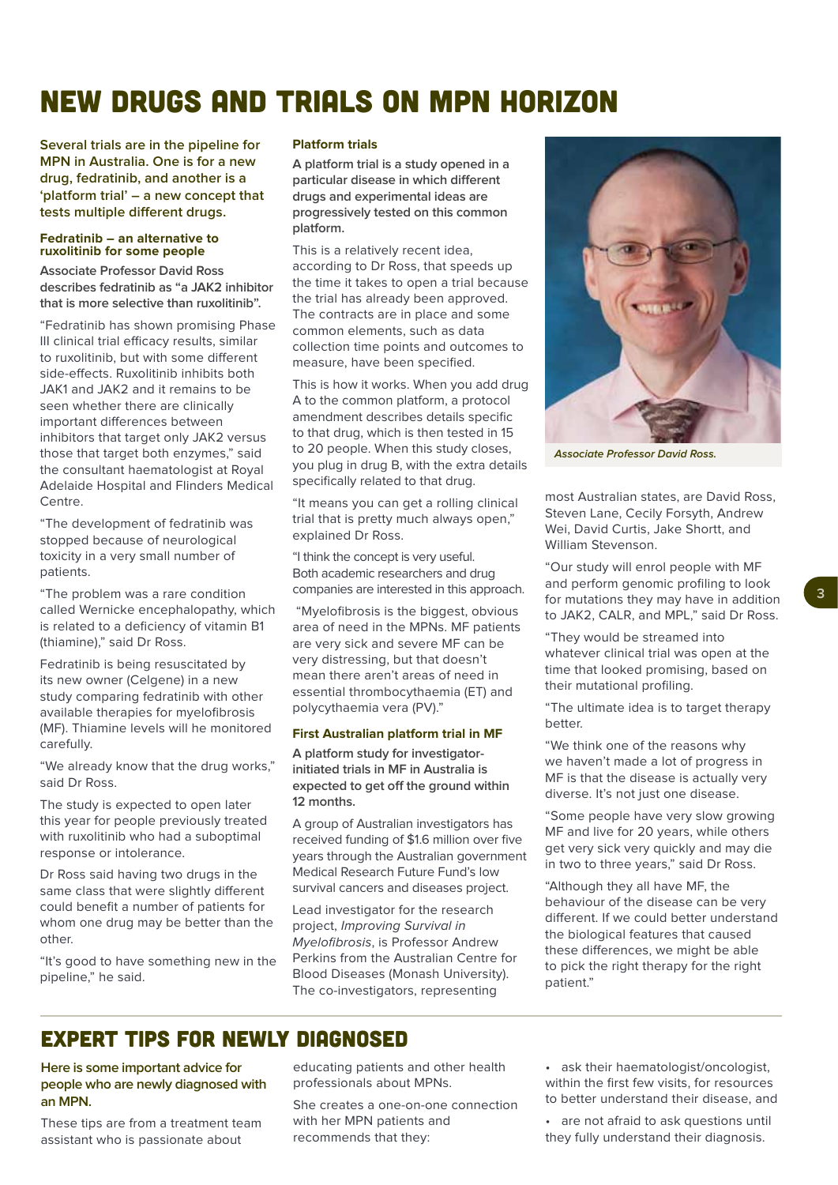# NEW DRUGS AND TRIALS ON MPN HORIZON

**Several trials are in the pipeline for MPN in Australia. One is for a new drug, fedratinib, and another is a 'platform trial' – a new concept that tests multiple different drugs.**

### Fedratinib – an alternative to ruxolitinib for some people

Associate Professor David Ross describes fedratinib as "a JAK2 inhibitor that is more selective than ruxolitinib".

"Fedratinib has shown promising Phase III clinical trial efficacy results, similar to ruxolitinib, but with some different side-effects. Ruxolitinib inhibits both JAK1 and JAK2 and it remains to be seen whether there are clinically important differences between inhibitors that target only JAK2 versus those that target both enzymes," said the consultant haematologist at Royal Adelaide Hospital and Flinders Medical Centre.

"The development of fedratinib was stopped because of neurological toxicity in a very small number of patients.

"The problem was a rare condition called Wernicke encephalopathy, which is related to a deficiency of vitamin B1 (thiamine)," said Dr Ross.

Fedratinib is being resuscitated by its new owner (Celgene) in a new study comparing fedratinib with other available therapies for myelofibrosis (MF). Thiamine levels will be monitored carefully.

"We already know that the drug works," said Dr Ross.

The study is expected to open later this year for people previously treated with ruxolitinib who had a suboptimal response or intolerance.

Dr Ross said having two drugs in the same class that were slightly different could benefit a number of patients for whom one drug may be better than the other.

"It's good to have something new in the pipeline," he said.

### Platform trials

**A platform trial is a study opened in a particular disease in which different drugs and experimental ideas are progressively tested on this common platform.**

This is a relatively recent idea, according to Dr Ross, that speeds up the time it takes to open a trial because the trial has already been approved. The contracts are in place and some common elements, such as data collection time points and outcomes to measure, have been specified.

This is how it works. When you add drug A to the common platform, a protocol amendment describes details specific to that drug, which is then tested in 15 to 20 people. When this study closes, you plug in drug B, with the extra details specifically related to that drug.

"It means you can get a rolling clinical trial that is pretty much always open," explained Dr Ross.

"I think the concept is very useful. Both academic researchers and drug companies are interested in this approach.

"Myelofibrosis is the biggest, obvious area of need in the MPNs. MF patients are very sick and severe MF can be very distressing, but that doesn't mean there aren't areas of need in essential thrombocythaemia (ET) and polycythaemia vera (PV)."

### First Australian platform trial in MF

**A platform study for investigator-initiated trials in MF in Australia is expected to get off the ground within 12 months.**

A group of Australian investigators has received funding of $1.6 million over five years through the Australian government Medical Research Future Fund's low survival cancers and diseases project.

Lead investigator for the research project, *Improving Survival in Myelofibrosis*, is Professor Andrew Perkins from the Australian Centre for Blood Diseases (Monash University). The co-investigators, representing most Australian states, are David Ross, Steven Lane, Cecily Forsyth, Andrew Wei, David Curtis, Jake Shortt, and William Stevenson.

*Associate Professor David Ross.*

"Our study will enrol people with MF and perform genomic profiling to look for mutations they may have in addition to JAK2, CALR, and MPL," said Dr Ross.

"They would be streamed into whatever clinical trial was open at the time that looked promising, based on their mutational profiling.

"The ultimate idea is to target therapy better.

"We think one of the reasons why we haven't made a lot of progress in MF is that the disease is actually very diverse. It's not just one disease.

"Some people have very slow growing MF and live for 20 years, while others get very sick very quickly and may die in two to three years," said Dr Ross.

"Although they all have MF, the behaviour of the disease can be very different. If we could better understand the biological features that caused these differences, we might be able to pick the right therapy for the right patient."

# EXPERT TIPS FOR NEWLY DIAGNOSED

**Here is some important advice for people who are newly diagnosed with an MPN.**

These tips are from a treatment team assistant who is passionate about educating patients and other health professionals about MPNs.

She creates a one-on-one connection with her MPN patients and recommends that they:

- ask their haematologist/oncologist, within the first few visits, for resources to better understand their disease, and
- are not afraid to ask questions until they fully understand their diagnosis.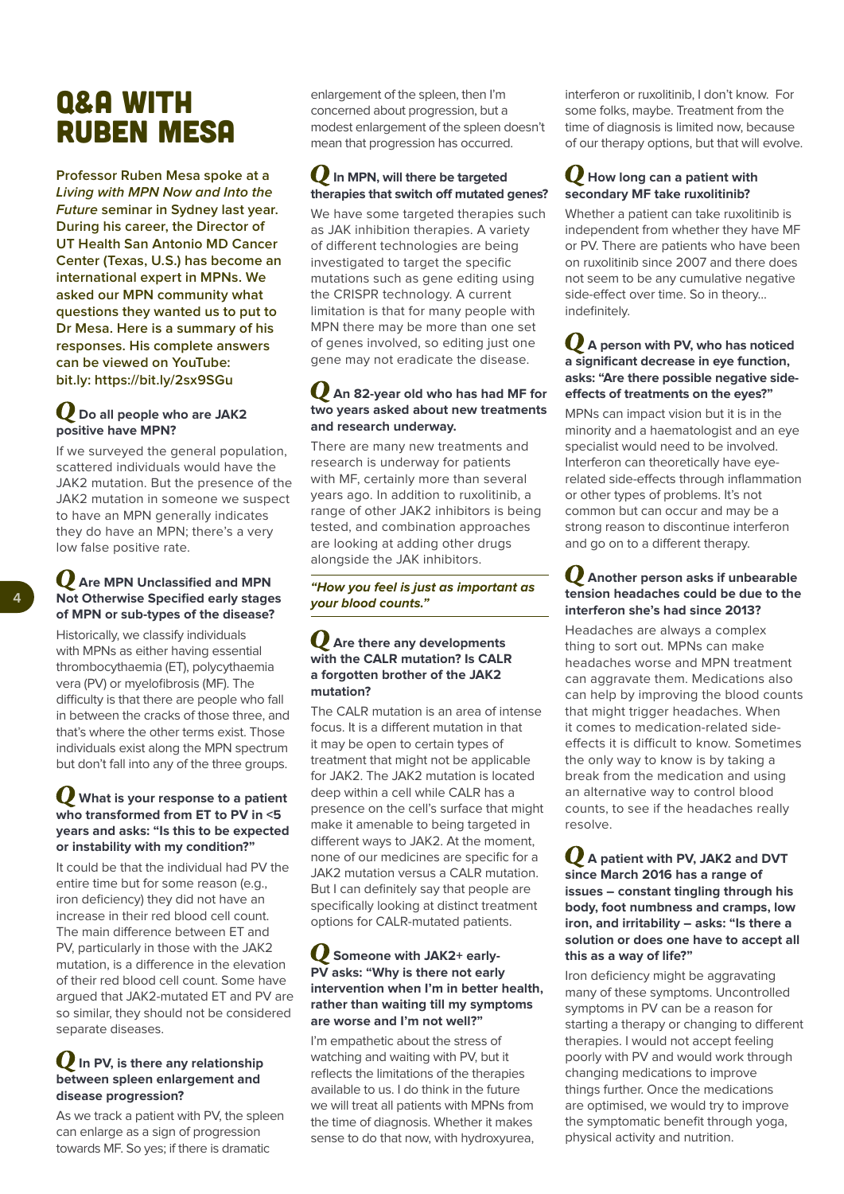# Q&A WITH RUBEN MESA

**Professor Ruben Mesa spoke at a *Living with MPN Now and Into the Future* seminar in Sydney last year. During his career, the Director of UT Health San Antonio MD Cancer Center (Texas, U.S.) has become an international expert in MPNs. We asked our MPN community what questions they wanted us to put to Dr Mesa. Here is a summary of his responses. His complete answers can be viewed on YouTube: bit.ly: https://bit.ly/2sx9SGu**

### Q Do all people who are JAK2 positive have MPN?

If we surveyed the general population, scattered individuals would have the JAK2 mutation. But the presence of the JAK2 mutation in someone we suspect to have an MPN generally indicates they do have an MPN; there's a very low false positive rate.

### Q Are MPN Unclassified and MPN Not Otherwise Specified early stages of MPN or sub-types of the disease?

Historically, we classify individuals with MPNs as either having essential thrombocythaemia (ET), polycythaemia vera (PV) or myelofibrosis (MF). The difficulty is that there are people who fall in between the cracks of those three, and that's where the other terms exist. Those individuals exist along the MPN spectrum but don't fall into any of the three groups.

### Q What is your response to a patient who transformed from ET to PV in <5 years and asks: "Is this to be expected or instability with my condition?"

It could be that the individual had PV the entire time but for some reason (e.g., iron deficiency) they did not have an increase in their red blood cell count. The main difference between ET and PV, particularly in those with the JAK2 mutation, is a difference in the elevation of their red blood cell count. Some have argued that JAK2-mutated ET and PV are so similar, they should not be considered separate diseases.

### Q In PV, is there any relationship between spleen enlargement and disease progression?

As we track a patient with PV, the spleen can enlarge as a sign of progression towards MF. So yes; if there is dramatic enlargement of the spleen, then I'm concerned about progression, but a modest enlargement of the spleen doesn't mean that progression has occurred.

### Q In MPN, will there be targeted therapies that switch off mutated genes?

We have some targeted therapies such as JAK inhibition therapies. A variety of different technologies are being investigated to target the specific mutations such as gene editing using the CRISPR technology. A current limitation is that for many people with MPN there may be more than one set of genes involved, so editing just one gene may not eradicate the disease.

### Q An 82-year old who has had MF for two years asked about new treatments and research underway.

There are many new treatments and research is underway for patients with MF, certainly more than several years ago. In addition to ruxolitinib, a range of other JAK inhibitors is being tested, and combination approaches are looking at adding other drugs alongside the JAK inhibitors.

***"How you feel is just as important as your blood counts."***

### Q Are there any developments with the CALR mutation? Is CALR a forgotten brother of the JAK2 mutation?

The CALR mutation is an area of intense focus. It is a different mutation in that it may be open to certain types of treatment that might not be applicable for JAK2. The JAK2 mutation is located deep within a cell while CALR has a presence on the cell's surface that might make it amenable to being targeted in different ways to JAK2. At the moment, none of our medicines are specific for a JAK2 mutation versus a CALR mutation. But I can definitely say that people are specifically looking at distinct treatment options for CALR-mutated patients.

### Q Someone with JAK2+ early-PV asks: "Why is there not early intervention when I'm in better health, rather than waiting till my symptoms are worse and I'm not well?"

I'm empathetic about the stress of watching and waiting with PV, but it reflects the limitations of the therapies available to us. I do think in the future we will treat all patients with MPNs from the time of diagnosis. Whether it makes sense to do that now, with hydroxyurea, interferon or ruxolitinib, I don't know. For some folks, maybe. Treatment from the time of diagnosis is limited now, because of our therapy options, but that will evolve.

### Q How long can a patient with secondary MF take ruxolitinib?

Whether a patient can take ruxolitinib is independent from whether they have MF or PV. There are patients who have been on ruxolitinib since 2007 and there does not seem to be any cumulative negative side-effect over time. So in theory... indefinitely.

### Q A person with PV, who has noticed a significant decrease in eye function, asks: "Are there possible negative side-effects of treatments on the eyes?"

MPNs can impact vision but it is in the minority and a haematologist and an eye specialist would need to be involved. Interferon can theoretically have eye-related side-effects through inflammation or other types of problems. It's not common but can occur and may be a strong reason to discontinue interferon and go on to a different therapy.

### Q Another person asks if unbearable tension headaches could be due to the interferon she's had since 2013?

Headaches are always a complex thing to sort out. MPNs can make headaches worse and MPN treatment can aggravate them. Medications also can help by improving the blood counts that might trigger headaches. When it comes to medication-related side-effects it is difficult to know. Sometimes the only way to know is by taking a break from the medication and using an alternative way to control blood counts, to see if the headaches really resolve.

### Q A patient with PV, JAK2 and DVT since March 2016 has a range of issues – constant tingling through his body, foot numbness and cramps, low iron, and irritability – asks: "Is there a solution or does one have to accept all this as a way of life?"

Iron deficiency might be aggravating many of these symptoms. Uncontrolled symptoms in PV can be a reason for starting a therapy or changing to different therapies. I would not accept feeling poorly with PV and would work through changing medications to improve things further. Once the medications are optimised, we would try to improve the symptomatic benefit through yoga, physical activity and nutrition.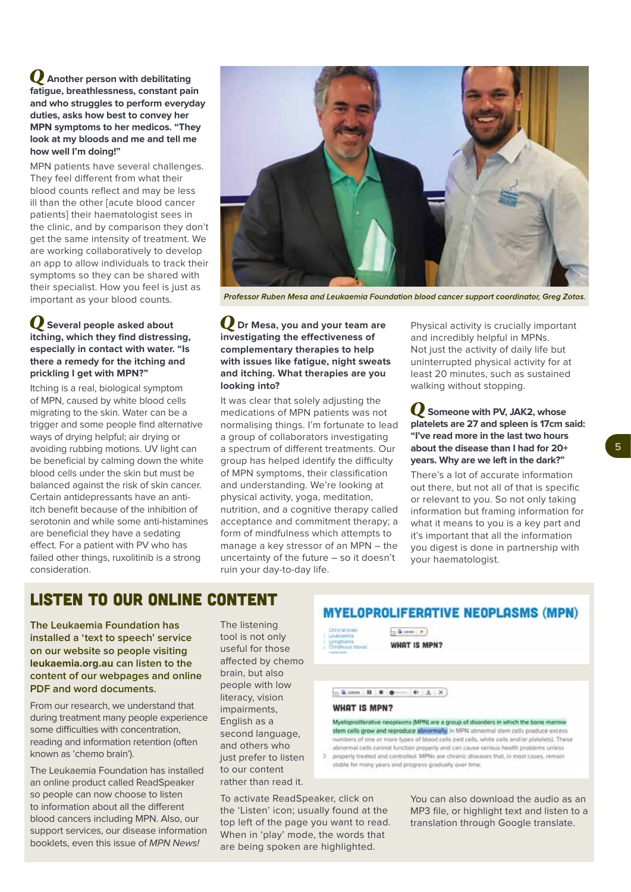**Q Another person with debilitating fatigue, breathlessness, constant pain and who struggles to perform everyday duties, asks how best to convey her MPN symptoms to her medicos. "They look at my bloods and me and tell me how well I'm doing!"**

MPN patients have several challenges. They feel different from what their blood counts reflect and may be less ill than the other [acute blood cancer patients] their haematologist sees in the clinic, and by comparison they don't get the same intensity of treatment. We are working collaboratively to develop an app to allow individuals to track their symptoms so they can be shared with their specialist. How you feel is just as important as your blood counts.

**Q Several people asked about itching, which they find distressing, especially in contact with water. "Is there a remedy for the itching and prickling I get with MPN?"**

Itching is a real, biological symptom of MPN, caused by white blood cells migrating to the skin. Water can be a trigger and some people find alternative ways of drying helpful; air drying or avoiding rubbing motions. UV light can be beneficial by calming down the white blood cells under the skin but must be balanced against the risk of skin cancer. Certain antidepressants have an anti-itch benefit because of the inhibition of serotonin and while some anti-histamines are beneficial they have a sedating effect. For a patient with PV who has failed other things, ruxolitinib is a strong consideration.

*Professor Ruben Mesa and Leukaemia Foundation blood cancer support coordinator, Greg Zotos.*

**Q Dr Mesa, you and your team are investigating the effectiveness of complementary therapies to help with issues like fatigue, night sweats and itching. What therapies are you looking into?**

It was clear that solely adjusting the medications of MPN patients was not normalising things. I'm fortunate to lead a group of collaborators investigating a spectrum of different treatments. Our group has helped identify the difficulty of MPN symptoms, their classification and understanding. We're looking at physical activity, yoga, meditation, nutrition, and a cognitive therapy called acceptance and commitment therapy; a form of mindfulness which attempts to manage a key stressor of an MPN – the uncertainty of the future – so it doesn't ruin your day-to-day life.

Physical activity is crucially important and incredibly helpful in MPNs. Not just the activity of daily life but uninterrupted physical activity for at least 20 minutes, such as sustained walking without stopping.

**Q Someone with PV, JAK2, whose platelets are 27 and spleen is 17cm said: "I've read more in the last two hours about the disease than I had for 20+ years. Why are we left in the dark?"**

There's a lot of accurate information out there, but not all of that is specific or relevant to you. So not only taking information but framing information for what it means to you is a key part and it's important that all the information you digest is done in partnership with your haematologist.

## LISTEN TO OUR ONLINE CONTENT

**The Leukaemia Foundation has installed a 'text to speech' service on our website so people visiting leukaemia.org.au can listen to the content of our webpages and online PDF and word documents.**

From our research, we understand that during treatment many people experience some difficulties with concentration, reading and information retention (often known as 'chemo brain').

The Leukaemia Foundation has installed an online product called ReadSpeaker so people can now choose to listen to information about all the different blood cancers including MPN. Also, our support services, our disease information booklets, even this issue of *MPN News!*

The listening tool is not only useful for those affected by chemo brain, but also people with low literacy, vision impairments, English as a second language, and others who just prefer to listen to our content rather than read it.

To activate ReadSpeaker, click on the 'Listen' icon; usually found at the top left of the page you want to read. When in 'play' mode, the words that are being spoken are highlighted.

You can also download the audio as an MP3 file, or highlight text and listen to a translation through Google translate.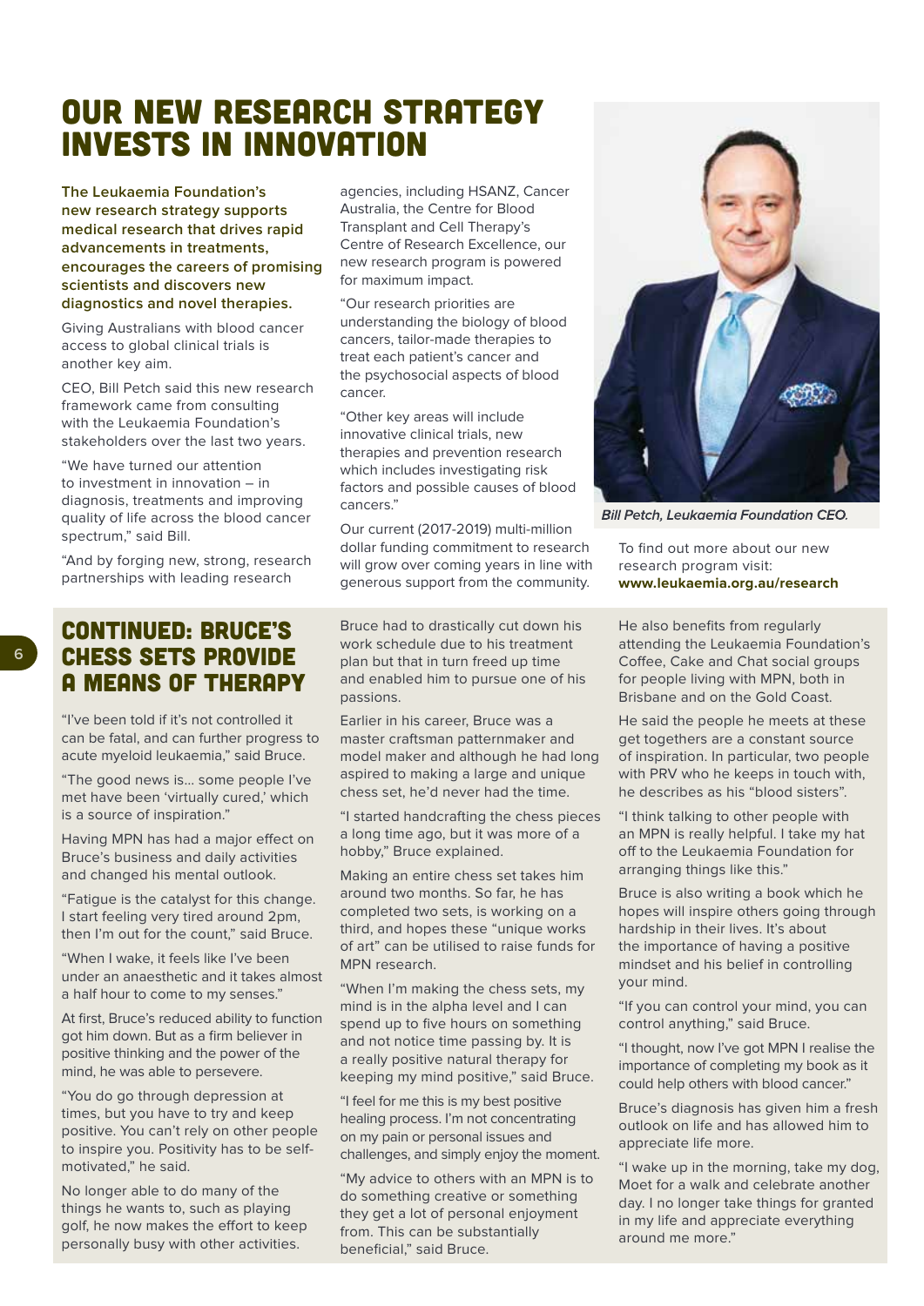# OUR NEW RESEARCH STRATEGY INVESTS IN INNOVATION

**The Leukaemia Foundation's new research strategy supports medical research that drives rapid advancements in treatments, encourages the careers of promising scientists and discovers new diagnostics and novel therapies.**

Giving Australians with blood cancer access to global clinical trials is another key aim.

CEO, Bill Petch said this new research framework came from consulting with the Leukaemia Foundation's stakeholders over the last two years.

"We have turned our attention to investment in innovation – in diagnosis, treatments and improving quality of life across the blood cancer spectrum," said Bill.

"And by forging new, strong, research partnerships with leading research agencies, including HSANZ, Cancer Australia, the Centre for Blood Transplant and Cell Therapy's Centre of Research Excellence, our new research program is powered for maximum impact.

"Our research priorities are understanding the biology of blood cancers, tailor-made therapies to treat each patient's cancer and the psychosocial aspects of blood cancer.

"Other key areas will include innovative clinical trials, new therapies and prevention research which includes investigating risk factors and possible causes of blood cancers."

Our current (2017-2019) multi-million dollar funding commitment to research will grow over coming years in line with generous support from the community.

*Bill Petch, Leukaemia Foundation CEO.*

To find out more about our new research program visit: **www.leukaemia.org.au/research**

## CONTINUED: BRUCE'S CHESS SETS PROVIDE A MEANS OF THERAPY

"I've been told if it's not controlled it can be fatal, and can further progress to acute myeloid leukaemia," said Bruce.

"The good news is... some people I've met have been 'virtually cured,' which is a source of inspiration."

Having MPN has had a major effect on Bruce's business and daily activities and changed his mental outlook.

"Fatigue is the catalyst for this change. I start feeling very tired around 2pm, then I'm out for the count," said Bruce.

"When I wake, it feels like I've been under an anaesthetic and it takes almost a half hour to come to my senses."

At first, Bruce's reduced ability to function got him down. But as a firm believer in positive thinking and the power of the mind, he was able to persevere.

"You do go through depression at times, but you have to try and keep positive. You can't rely on other people to inspire you. Positivity has to be self-motivated," he said.

No longer able to do many of the things he wants to, such as playing golf, he now makes the effort to keep personally busy with other activities.

Bruce had to drastically cut down his work schedule due to his treatment plan but that in turn freed up time and enabled him to pursue one of his passions.

Earlier in his career, Bruce was a master craftsman patternmaker and model maker and although he had long aspired to making a large and unique chess set, he'd never had the time.

"I started handcrafting the chess pieces a long time ago, but it was more of a hobby," Bruce explained.

Making an entire chess set takes him around two months. So far, he has completed two sets, is working on a third, and hopes these "unique works of art" can be utilised to raise funds for MPN research.

"When I'm making the chess sets, my mind is in the alpha level and I can spend up to five hours on something and not notice time passing by. It is a really positive natural therapy for keeping my mind positive," said Bruce.

"I feel for me this is my best positive healing process. I'm not concentrating on my pain or personal issues and challenges, and simply enjoy the moment.

"My advice to others with an MPN is to do something creative or something they get a lot of personal enjoyment from. This can be substantially beneficial," said Bruce.

He also benefits from regularly attending the Leukaemia Foundation's Coffee, Cake and Chat social groups for people living with MPN, both in Brisbane and on the Gold Coast.

He said the people he meets at these get togethers are a constant source of inspiration. In particular, two people with PRV who he keeps in touch with, he describes as his "blood sisters".

"I think talking to other people with an MPN is really helpful. I take my hat off to the Leukaemia Foundation for arranging things like this."

Bruce is also writing a book which he hopes will inspire others going through hardship in their lives. It's about the importance of having a positive mindset and his belief in controlling your mind.

"If you can control your mind, you can control anything," said Bruce.

"I thought, now I've got MPN I realise the importance of completing my book as it could help others with blood cancer."

Bruce's diagnosis has given him a fresh outlook on life and has allowed him to appreciate life more.

"I wake up in the morning, take my dog, Moet for a walk and celebrate another day. I no longer take things for granted in my life and appreciate everything around me more."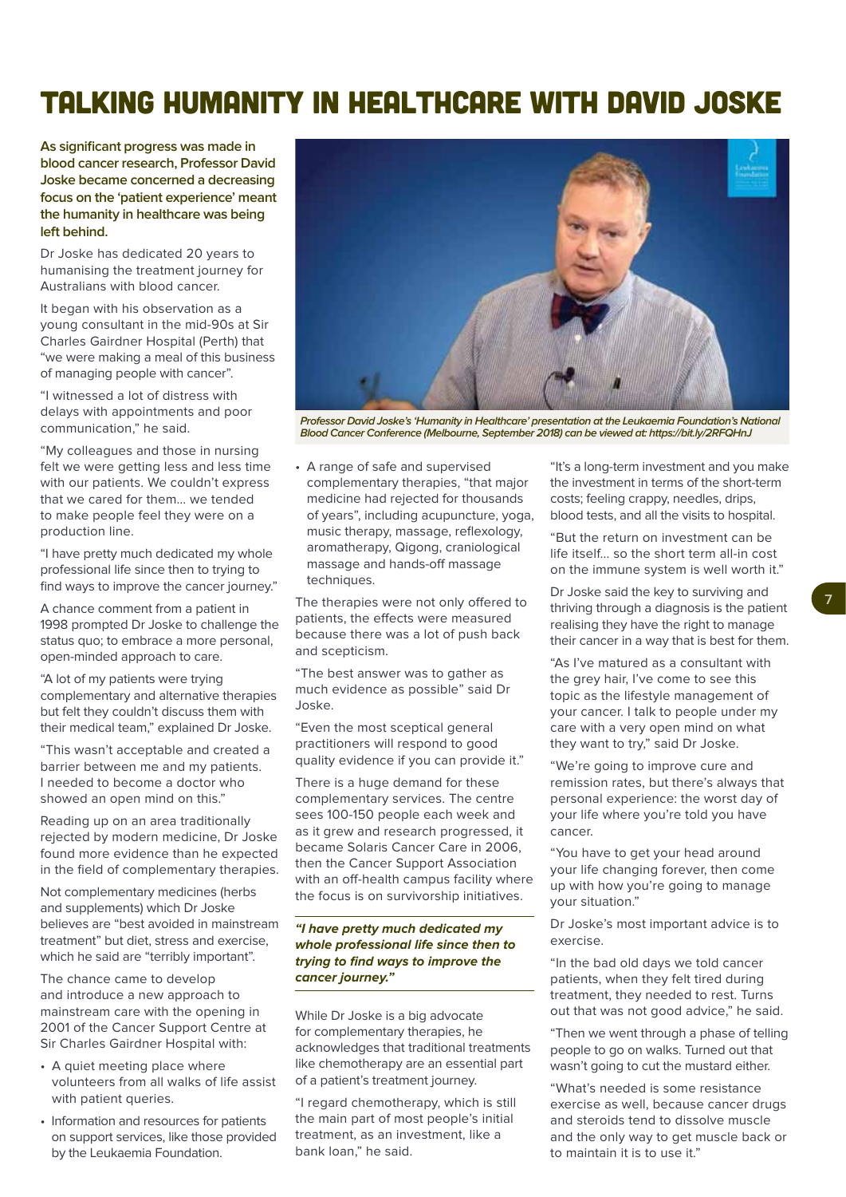# TALKING HUMANITY IN HEALTHCARE WITH DAVID JOSKE

**As significant progress was made in blood cancer research, Professor David Joske became concerned a decreasing focus on the 'patient experience' meant the humanity in healthcare was being left behind.**

Dr Joske has dedicated 20 years to humanising the treatment journey for Australians with blood cancer.

It began with his observation as a young consultant in the mid-90s at Sir Charles Gairdner Hospital (Perth) that "we were making a meal of this business of managing people with cancer".

"I witnessed a lot of distress with delays with appointments and poor communication," he said.

"My colleagues and those in nursing felt we were getting less and less time with our patients. We couldn't express that we cared for them... we tended to make people feel they were on a production line.

"I have pretty much dedicated my whole professional life since then to trying to find ways to improve the cancer journey."

A chance comment from a patient in 1998 prompted Dr Joske to challenge the status quo; to embrace a more personal, open-minded approach to care.

"A lot of my patients were trying complementary and alternative therapies but felt they couldn't discuss them with their medical team," explained Dr Joske.

"This wasn't acceptable and created a barrier between me and my patients. I needed to become a doctor who showed an open mind on this."

Reading up on an area traditionally rejected by modern medicine, Dr Joske found more evidence than he expected in the field of complementary therapies.

Not complementary medicines (herbs and supplements) which Dr Joske believes are "best avoided in mainstream treatment" but diet, stress and exercise, which he said are "terribly important".

The chance came to develop and introduce a new approach to mainstream care with the opening in 2001 of the Cancer Support Centre at Sir Charles Gairdner Hospital with:

- A quiet meeting place where volunteers from all walks of life assist with patient queries.
- Information and resources for patients on support services, like those provided by the Leukaemia Foundation.
- A range of safe and supervised complementary therapies, "that major medicine had rejected for thousands of years", including acupuncture, yoga, music therapy, massage, reflexology, aromatherapy, Qigong, craniological massage and hands-off massage techniques.

*Professor David Joske's 'Humanity in Healthcare' presentation at the Leukaemia Foundation's National Blood Cancer Conference (Melbourne, September 2018) can be viewed at: https://bit.ly/2RFQHnJ*

The therapies were not only offered to patients, the effects were measured because there was a lot of push back and scepticism.

"The best answer was to gather as much evidence as possible" said Dr Joske.

"Even the most sceptical general practitioners will respond to good quality evidence if you can provide it."

There is a huge demand for these complementary services. The centre sees 100-150 people each week and as it grew and research progressed, it became Solaris Cancer Care in 2006, then the Cancer Support Association with an off-health campus facility where the focus is on survivorship initiatives.

> ***"I have pretty much dedicated my whole professional life since then to trying to find ways to improve the cancer journey."***

While Dr Joske is a big advocate for complementary therapies, he acknowledges that traditional treatments like chemotherapy are an essential part of a patient's treatment journey.

"I regard chemotherapy, which is still the main part of most people's initial treatment, as an investment, like a bank loan," he said.

"It's a long-term investment and you make the investment in terms of the short-term costs; feeling crappy, needles, drips, blood tests, and all the visits to hospital.

"But the return on investment can be life itself... so the short term all-in cost on the immune system is well worth it."

Dr Joske said the key to surviving and thriving through a diagnosis is the patient realising they have the right to manage their cancer in a way that is best for them.

"As I've matured as a consultant with the grey hair, I've come to see this topic as the lifestyle management of your cancer. I talk to people under my care with a very open mind on what they want to try," said Dr Joske.

"We're going to improve cure and remission rates, but there's always that personal experience: the worst day of your life where you're told you have cancer.

"You have to get your head around your life changing forever, then come up with how you're going to manage your situation."

Dr Joske's most important advice is to exercise.

"In the bad old days we told cancer patients, when they felt tired during treatment, they needed to rest. Turns out that was not good advice," he said.

"Then we went through a phase of telling people to go on walks. Turned out that wasn't going to cut the mustard either.

"What's needed is some resistance exercise as well, because cancer drugs and steroids tend to dissolve muscle and the only way to get muscle back or to maintain it is to use it."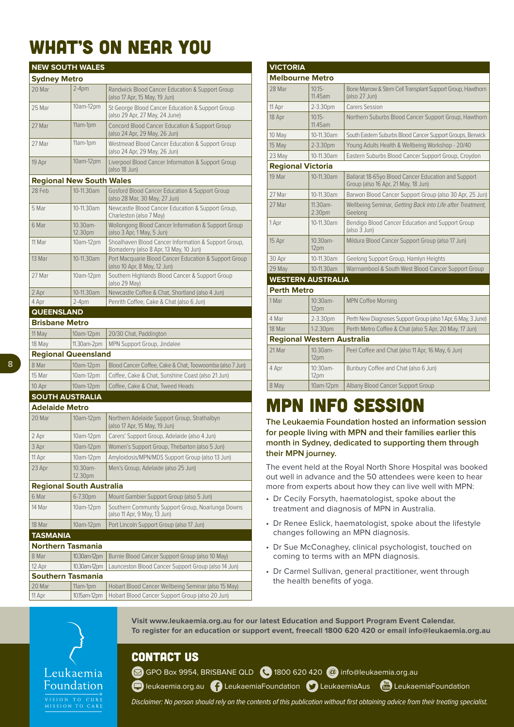# WHAT'S ON NEAR YOU

## NEW SOUTH WALES

### Sydney Metro

| | | |
|---|---|---|
| 20 Mar | 2-4pm | Randwick Blood Cancer Education & Support Group (also 17 Apr, 15 May, 19 Jun) |
| 25 Mar | 10am-12pm | St George Blood Cancer Education & Support Group (also 29 Apr, 27 May, 24 June) |
| 27 Mar | 11am-1pm | Concord Blood Cancer Education & Support Group (also 24 Apr, 29 May, 26 Jun) |
| 27 Mar | 11am-1pm | Westmead Blood Cancer Education & Support Group (also 24 Apr, 29 May, 26 Jun) |
| 19 Apr | 10am-12pm | Liverpool Blood Cancer Information & Support Group (also 18 Jun) |

### Regional New South Wales

| | | |
|---|---|---|
| 28 Feb | 10-11.30am | Gosford Blood Cancer Education & Support Group (also 28 Mar, 30 May, 27 Jun) |
| 5 Mar | 10-11.30am | Newcastle Blood Cancer Education & Support Group, Charleston (also 7 May) |
| 6 Mar | 10.30am-12.30pm | Wollongong Blood Cancer Information & Support Group (also 3 Apr, 1 May, 5 Jun) |
| 11 Mar | 10am-12pm | Shoalhaven Blood Cancer Information & Support Group, Bomaderry (also 8 Apr, 13 May, 10 Jun) |
| 13 Mar | 10-11.30am | Port Macquarie Blood Cancer Education & Support Group (also 10 Apr, 8 May, 12 Jun) |
| 27 Mar | 10am-12pm | Southern Highlands Blood Cancer & Support Group (also 29 May) |
| 2 Apr | 10-11.30am | Newcastle Coffee & Chat, Shortland (also 4 Jun) |
| 4 Apr | 2-4pm | Penrith Coffee, Cake & Chat (also 6 Jun) |

## QUEENSLAND

### Brisbane Metro

| | | |
|---|---|---|
| 11 May | 10am-12pm | 20/30 Chat, Paddington |
| 18 May | 11.30am-2pm | MPN Support Group, Jindalee |

### Regional Queensland

| | | |
|---|---|---|
| 8 Mar | 10am-12pm | Blood Cancer Coffee, Cake & Chat, Toowoomba (also 7 Jun) |
| 15 Mar | 10am-12pm | Coffee, Cake & Chat, Sunshine Coast (also 21 Jun) |
| 10 Apr | 10am-12pm | Coffee, Cake & Chat, Tweed Heads |

## SOUTH AUSTRALIA

### Adelaide Metro

| | | |
|---|---|---|
| 20 Mar | 10am-12pm | Northern Adelaide Support Group, Strathalbyn (also 17 Apr, 15 May, 19 Jun) |
| 2 Apr | 10am-12pm | Carers' Support Group, Adelaide (also 4 Jun) |
| 3 Apr | 10am-12pm | Women's Support Group, Thebarton (also 5 Jun) |
| 11 Apr | 10am-12pm | Amyloidosis/MPN/MDS Support Group (also 13 Jun) |
| 23 Apr | 10.30am-12.30pm | Men's Group, Adelaide (also 25 Jun) |

### Regional South Australia

| | | |
|---|---|---|
| 6 Mar | 6-7.30pm | Mount Gambier Support Group (also 5 Jun) |
| 14 Mar | 10am-12pm | Southern Community Support Group, Noarlunga Downs (also 11 Apr, 9 May, 13 Jun) |
| 18 Mar | 10am-12pm | Port Lincoln Support Group (also 17 Jun) |

## TASMANIA

### Northern Tasmania

| | | |
|---|---|---|
| 8 Mar | 10.30am-12pm | Burnie Blood Cancer Support Group (also 10 May) |
| 12 Apr | 10.30am-12pm | Launceston Blood Cancer Support Group (also 14 Jun) |

### Southern Tasmania

| | | |
|---|---|---|
| 20 Mar | 11am-1pm | Hobart Blood Cancer Wellbeing Seminar (also 15 May) |
| 11 Apr | 10.15am-12pm | Hobart Blood Cancer Support Group (also 20 Jun) |

## VICTORIA

### Melbourne Metro

| | | |
|---|---|---|
| 28 Mar | 10.15-11.45am | Bone Marrow & Stem Cell Transplant Support Group, Hawthorn (also 27 Jun) |
| 11 Apr | 2-3.30pm | Carers Session |
| 18 Apr | 10.15-11.45am | Northern Suburbs Blood Cancer Support Group, Hawthorn |
| 10 May | 10-11.30am | South Eastern Suburbs Blood Cancer Support Groups, Berwick |
| 15 May | 2-3.30pm | Young Adults Health & Wellbeing Workshop - 20/40 |
| 23 May | 10-11.30am | Eastern Suburbs Blood Cancer Support Group, Croydon |

### Regional Victoria

| | | |
|---|---|---|
| 19 Mar | 10-11.30am | Ballarat 18-65yo Blood Cancer Education and Support Group (also 16 Apr, 21 May, 18 Jun) |
| 27 Mar | 10-11.30am | Barwon Blood Cancer Support Group (also 30 Apr, 25 Jun) |
| 27 Mar | 11.30am-2.30pm | Wellbeing Seminar, *Getting Back into Life after Treatment*, Geelong |
| 1 Apr | 10-11.30am | Bendigo Blood Cancer Education and Support Group (also 3 Jun) |
| 15 Apr | 10.30am-12pm | Mildura Blood Cancer Support Group (also 17 Jun) |
| 30 Apr | 10-11.30am | Geelong Support Group, Hamlyn Heights |
| 29 May | 10-11.30am | Warrnambool & South West Blood Cancer Support Group |

## WESTERN AUSTRALIA

### Perth Metro

| | | |
|---|---|---|
| 1 Mar | 10:30am-12pm | MPN Coffee Morning |
| 4 Mar | 2-3.30pm | Perth New Diagnoses Support Group (also 1 Apr, 6 May, 3 June) |
| 18 Mar | 1-2.30pm | Perth Metro Coffee & Chat (also 5 Apr, 20 May, 17 Jun) |

### Regional Western Australia

| | | |
|---|---|---|
| 21 Mar | 10.30am-12pm | Peel Coffee and Chat (also 11 Apr, 16 May, 6 Jun) |
| 4 Apr | 10:30am-12pm | Bunbury Coffee and Chat (also 6 Jun) |
| 8 May | 10am-12pm | Albany Blood Cancer Support Group |

# MPN INFO SESSION

**The Leukaemia Foundation hosted an information session for people living with MPN and their families earlier this month in Sydney, dedicated to supporting them through their MPN journey.**

The event held at the Royal North Shore Hospital was booked out well in advance and the 50 attendees were keen to hear more from experts about how they can live well with MPN:

- Dr Cecily Forsyth, haematologist, spoke about the treatment and diagnosis of MPN in Australia.
- Dr Renee Eslick, haematologist, spoke about the lifestyle changes following an MPN diagnosis.
- Dr Sue McConaghey, clinical psychologist, touched on coming to terms with an MPN diagnosis.
- Dr Carmel Sullivan, general practitioner, went through the health benefits of yoga.

**Visit www.leukaemia.org.au for our latest Education and Support Program Event Calendar.
To register for an education or support event, freecall 1800 620 420 or email info@leukaemia.org.au**

Leukaemia Foundation
VISION TO CURE
MISSION TO CARE

## CONTACT US

GPO Box 9954, BRISBANE QLD | 1800 620 420 | info@leukaemia.org.au

leukaemia.org.au | LeukaemiaFoundation | LeukaemiaAus | LeukaemiaFoundation

*Disclaimer: No person should rely on the contents of this publication without first obtaining advice from their treating specialist.*